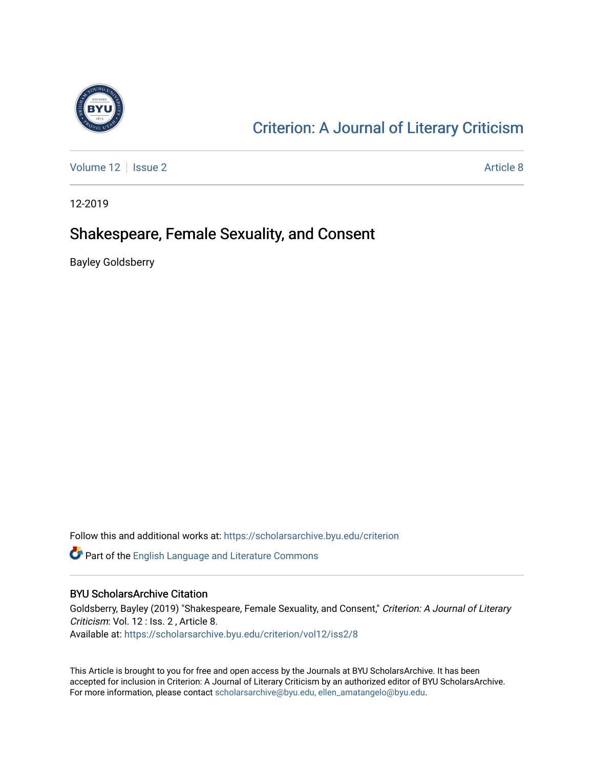# Criterion: A Journal of Literary Criticism

Volume 12 | Issue 2 | Article 8

12-2019

## Shakespeare, Female Sexuality, and Consent

Bayley Goldsberry

Follow this and additional works at: https://scholarsarchive.byu.edu/criterion

Part of the English Language and Literature Commons

### BYU ScholarsArchive Citation

Goldsberry, Bayley (2019) "Shakespeare, Female Sexuality, and Consent," *Criterion: A Journal of Literary Criticism*: Vol. 12 : Iss. 2 , Article 8.
Available at: https://scholarsarchive.byu.edu/criterion/vol12/iss2/8

This Article is brought to you for free and open access by the Journals at BYU ScholarsArchive. It has been accepted for inclusion in Criterion: A Journal of Literary Criticism by an authorized editor of BYU ScholarsArchive. For more information, please contact scholarsarchive@byu.edu, ellen_amatangelo@byu.edu.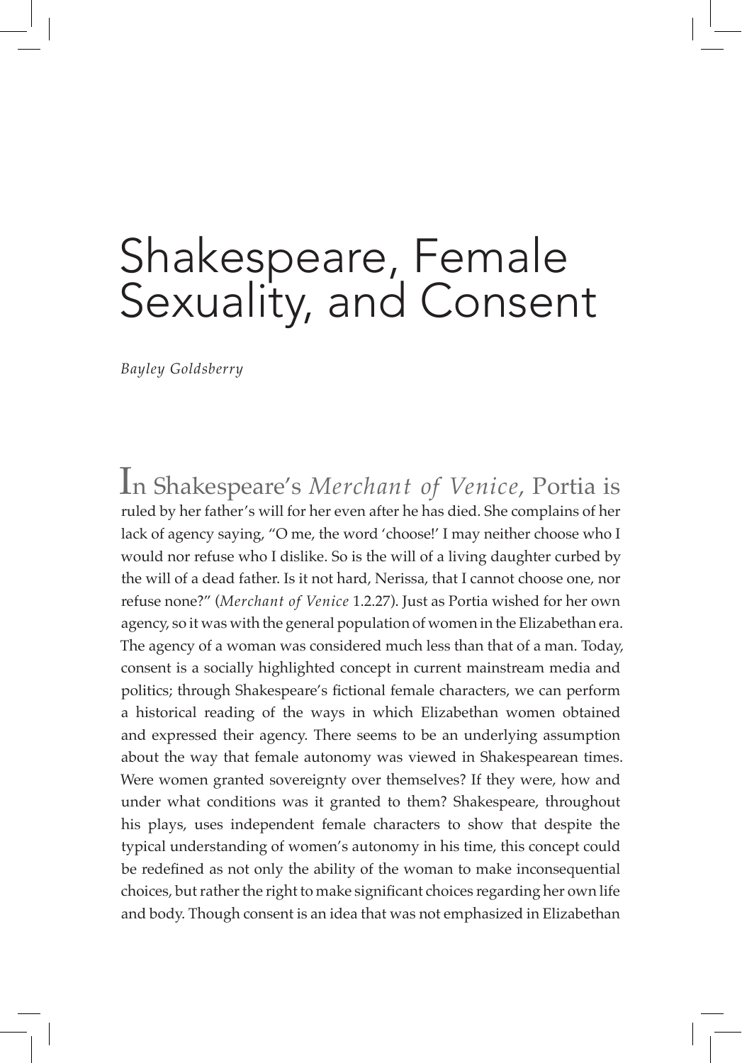# Shakespeare, Female Sexuality, and Consent

*Bayley Goldsberry*

In Shakespeare's *Merchant of Venice*, Portia is ruled by her father's will for her even after he has died. She complains of her lack of agency saying, "O me, the word 'choose!' I may neither choose who I would nor refuse who I dislike. So is the will of a living daughter curbed by the will of a dead father. Is it not hard, Nerissa, that I cannot choose one, nor refuse none?" (*Merchant of Venice* 1.2.27). Just as Portia wished for her own agency, so it was with the general population of women in the Elizabethan era. The agency of a woman was considered much less than that of a man. Today, consent is a socially highlighted concept in current mainstream media and politics; through Shakespeare's fictional female characters, we can perform a historical reading of the ways in which Elizabethan women obtained and expressed their agency. There seems to be an underlying assumption about the way that female autonomy was viewed in Shakespearean times. Were women granted sovereignty over themselves? If they were, how and under what conditions was it granted to them? Shakespeare, throughout his plays, uses independent female characters to show that despite the typical understanding of women's autonomy in his time, this concept could be redefined as not only the ability of the woman to make inconsequential choices, but rather the right to make significant choices regarding her own life and body. Though consent is an idea that was not emphasized in Elizabethan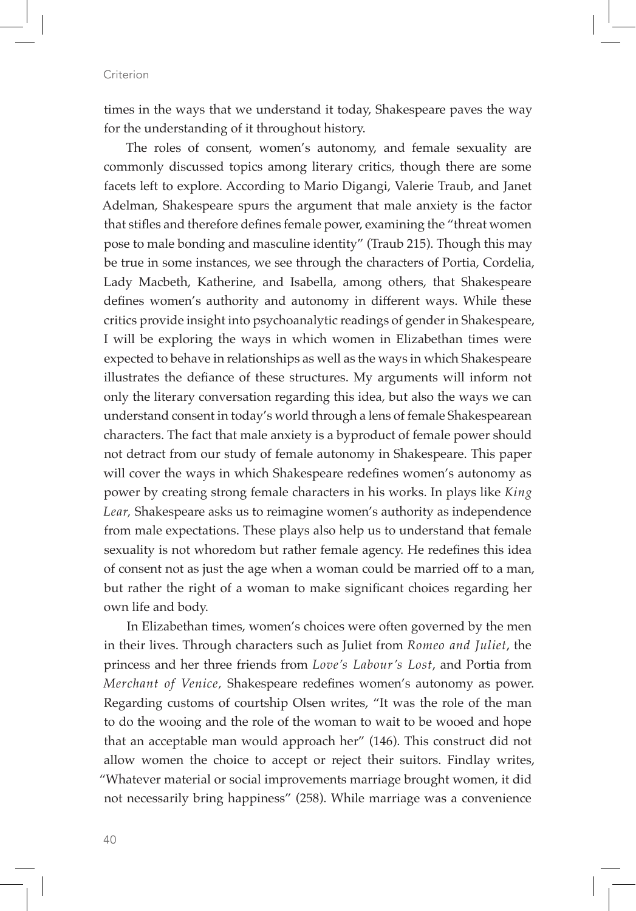times in the ways that we understand it today, Shakespeare paves the way for the understanding of it throughout history.

The roles of consent, women's autonomy, and female sexuality are commonly discussed topics among literary critics, though there are some facets left to explore. According to Mario Digangi, Valerie Traub, and Janet Adelman, Shakespeare spurs the argument that male anxiety is the factor that stifles and therefore defines female power, examining the "threat women pose to male bonding and masculine identity" (Traub 215). Though this may be true in some instances, we see through the characters of Portia, Cordelia, Lady Macbeth, Katherine, and Isabella, among others, that Shakespeare defines women's authority and autonomy in different ways. While these critics provide insight into psychoanalytic readings of gender in Shakespeare, I will be exploring the ways in which women in Elizabethan times were expected to behave in relationships as well as the ways in which Shakespeare illustrates the defiance of these structures. My arguments will inform not only the literary conversation regarding this idea, but also the ways we can understand consent in today's world through a lens of female Shakespearean characters. The fact that male anxiety is a byproduct of female power should not detract from our study of female autonomy in Shakespeare. This paper will cover the ways in which Shakespeare redefines women's autonomy as power by creating strong female characters in his works. In plays like *King Lear,* Shakespeare asks us to reimagine women's authority as independence from male expectations. These plays also help us to understand that female sexuality is not whoredom but rather female agency. He redefines this idea of consent not as just the age when a woman could be married off to a man, but rather the right of a woman to make significant choices regarding her own life and body.

In Elizabethan times, women's choices were often governed by the men in their lives. Through characters such as Juliet from *Romeo and Juliet*, the princess and her three friends from *Love's Labour's Lost*, and Portia from *Merchant of Venice,* Shakespeare redefines women's autonomy as power. Regarding customs of courtship Olsen writes, "It was the role of the man to do the wooing and the role of the woman to wait to be wooed and hope that an acceptable man would approach her" (146). This construct did not allow women the choice to accept or reject their suitors. Findlay writes, "Whatever material or social improvements marriage brought women, it did not necessarily bring happiness" (258). While marriage was a convenience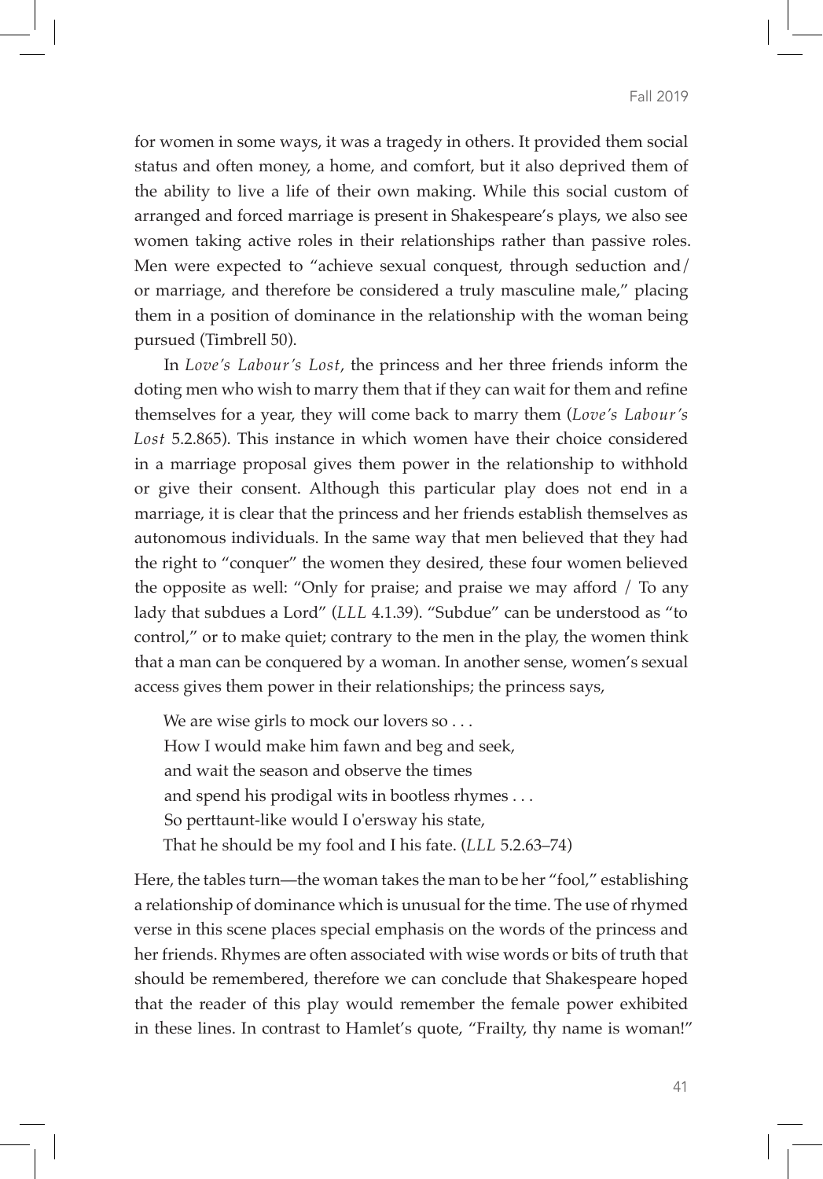for women in some ways, it was a tragedy in others. It provided them social status and often money, a home, and comfort, but it also deprived them of the ability to live a life of their own making. While this social custom of arranged and forced marriage is present in Shakespeare's plays, we also see women taking active roles in their relationships rather than passive roles. Men were expected to "achieve sexual conquest, through seduction and/ or marriage, and therefore be considered a truly masculine male," placing them in a position of dominance in the relationship with the woman being pursued (Timbrell 50).

In *Love's Labour's Lost*, the princess and her three friends inform the doting men who wish to marry them that if they can wait for them and refine themselves for a year, they will come back to marry them (*Love's Labour's Lost* 5.2.865). This instance in which women have their choice considered in a marriage proposal gives them power in the relationship to withhold or give their consent. Although this particular play does not end in a marriage, it is clear that the princess and her friends establish themselves as autonomous individuals. In the same way that men believed that they had the right to "conquer" the women they desired, these four women believed the opposite as well: "Only for praise; and praise we may afford / To any lady that subdues a Lord" (*LLL* 4.1.39). "Subdue" can be understood as "to control," or to make quiet; contrary to the men in the play, the women think that a man can be conquered by a woman. In another sense, women's sexual access gives them power in their relationships; the princess says,

> We are wise girls to mock our lovers so . . .
> How I would make him fawn and beg and seek,
> and wait the season and observe the times
> and spend his prodigal wits in bootless rhymes . . .
> So perttaunt-like would I o'ersway his state,
> That he should be my fool and I his fate. (*LLL* 5.2.63–74)

Here, the tables turn—the woman takes the man to be her "fool," establishing a relationship of dominance which is unusual for the time. The use of rhymed verse in this scene places special emphasis on the words of the princess and her friends. Rhymes are often associated with wise words or bits of truth that should be remembered, therefore we can conclude that Shakespeare hoped that the reader of this play would remember the female power exhibited in these lines. In contrast to Hamlet's quote, "Frailty, thy name is woman!"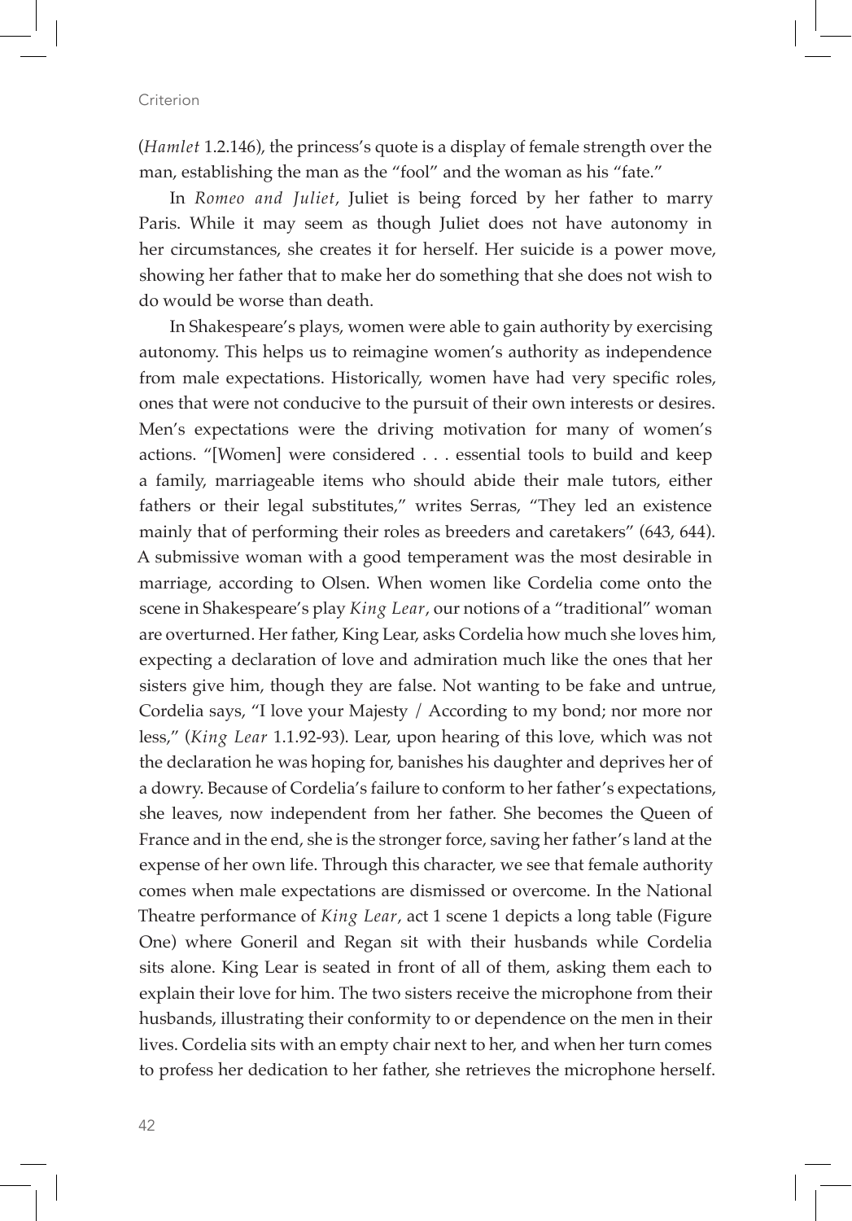(*Hamlet* 1.2.146), the princess's quote is a display of female strength over the man, establishing the man as the "fool" and the woman as his "fate."

In *Romeo and Juliet*, Juliet is being forced by her father to marry Paris. While it may seem as though Juliet does not have autonomy in her circumstances, she creates it for herself. Her suicide is a power move, showing her father that to make her do something that she does not wish to do would be worse than death.

In Shakespeare's plays, women were able to gain authority by exercising autonomy. This helps us to reimagine women's authority as independence from male expectations. Historically, women have had very specific roles, ones that were not conducive to the pursuit of their own interests or desires. Men's expectations were the driving motivation for many of women's actions. "[Women] were considered . . . essential tools to build and keep a family, marriageable items who should abide their male tutors, either fathers or their legal substitutes," writes Serras, "They led an existence mainly that of performing their roles as breeders and caretakers" (643, 644). A submissive woman with a good temperament was the most desirable in marriage, according to Olsen. When women like Cordelia come onto the scene in Shakespeare's play *King Lear*, our notions of a "traditional" woman are overturned. Her father, King Lear, asks Cordelia how much she loves him, expecting a declaration of love and admiration much like the ones that her sisters give him, though they are false. Not wanting to be fake and untrue, Cordelia says, "I love your Majesty / According to my bond; nor more nor less," (*King Lear* 1.1.92-93). Lear, upon hearing of this love, which was not the declaration he was hoping for, banishes his daughter and deprives her of a dowry. Because of Cordelia's failure to conform to her father's expectations, she leaves, now independent from her father. She becomes the Queen of France and in the end, she is the stronger force, saving her father's land at the expense of her own life. Through this character, we see that female authority comes when male expectations are dismissed or overcome. In the National Theatre performance of *King Lear*, act 1 scene 1 depicts a long table (Figure One) where Goneril and Regan sit with their husbands while Cordelia sits alone. King Lear is seated in front of all of them, asking them each to explain their love for him. The two sisters receive the microphone from their husbands, illustrating their conformity to or dependence on the men in their lives. Cordelia sits with an empty chair next to her, and when her turn comes to profess her dedication to her father, she retrieves the microphone herself.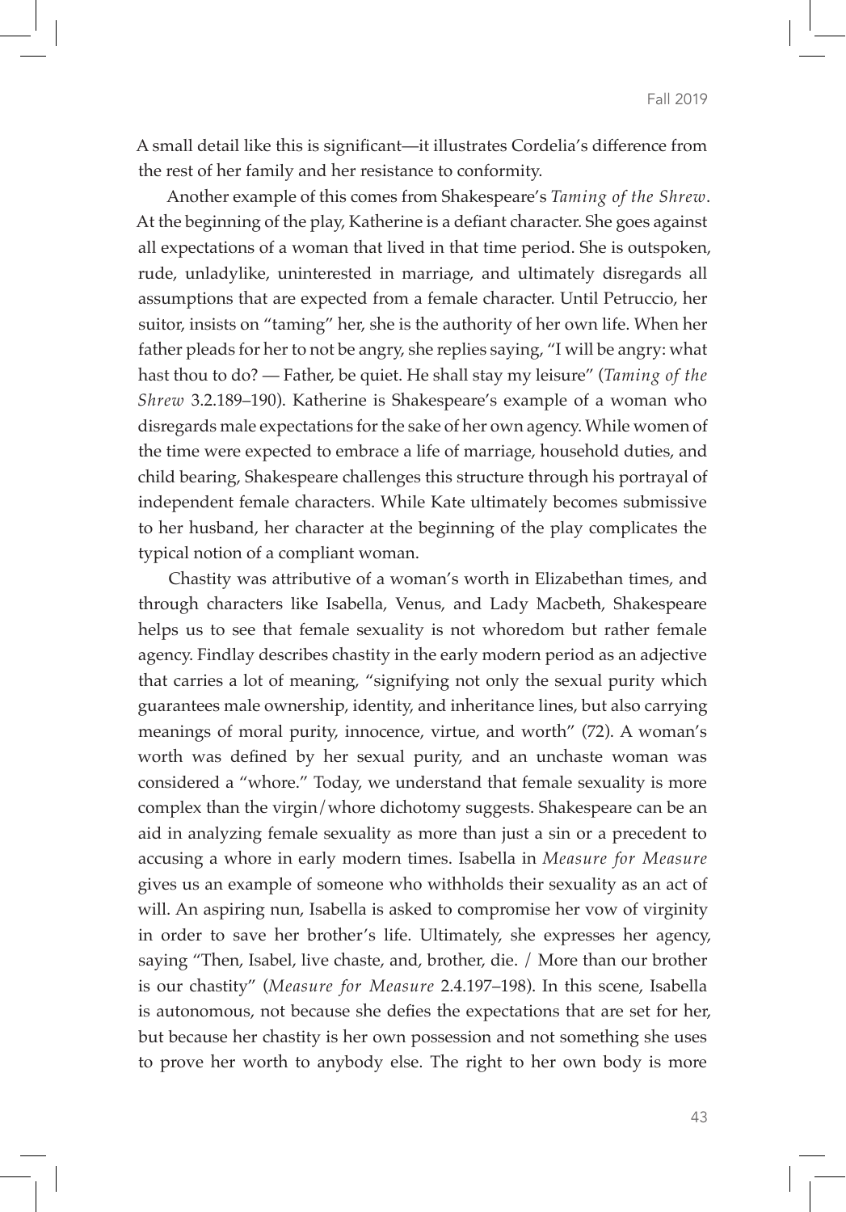A small detail like this is significant—it illustrates Cordelia's difference from the rest of her family and her resistance to conformity.

Another example of this comes from Shakespeare's *Taming of the Shrew*. At the beginning of the play, Katherine is a defiant character. She goes against all expectations of a woman that lived in that time period. She is outspoken, rude, unladylike, uninterested in marriage, and ultimately disregards all assumptions that are expected from a female character. Until Petruccio, her suitor, insists on "taming" her, she is the authority of her own life. When her father pleads for her to not be angry, she replies saying, "I will be angry: what hast thou to do? — Father, be quiet. He shall stay my leisure" (*Taming of the Shrew* 3.2.189–190). Katherine is Shakespeare's example of a woman who disregards male expectations for the sake of her own agency. While women of the time were expected to embrace a life of marriage, household duties, and child bearing, Shakespeare challenges this structure through his portrayal of independent female characters. While Kate ultimately becomes submissive to her husband, her character at the beginning of the play complicates the typical notion of a compliant woman.

Chastity was attributive of a woman's worth in Elizabethan times, and through characters like Isabella, Venus, and Lady Macbeth, Shakespeare helps us to see that female sexuality is not whoredom but rather female agency. Findlay describes chastity in the early modern period as an adjective that carries a lot of meaning, "signifying not only the sexual purity which guarantees male ownership, identity, and inheritance lines, but also carrying meanings of moral purity, innocence, virtue, and worth" (72). A woman's worth was defined by her sexual purity, and an unchaste woman was considered a "whore." Today, we understand that female sexuality is more complex than the virgin/whore dichotomy suggests. Shakespeare can be an aid in analyzing female sexuality as more than just a sin or a precedent to accusing a whore in early modern times. Isabella in *Measure for Measure* gives us an example of someone who withholds their sexuality as an act of will. An aspiring nun, Isabella is asked to compromise her vow of virginity in order to save her brother's life. Ultimately, she expresses her agency, saying "Then, Isabel, live chaste, and, brother, die. / More than our brother is our chastity" (*Measure for Measure* 2.4.197–198). In this scene, Isabella is autonomous, not because she defies the expectations that are set for her, but because her chastity is her own possession and not something she uses to prove her worth to anybody else. The right to her own body is more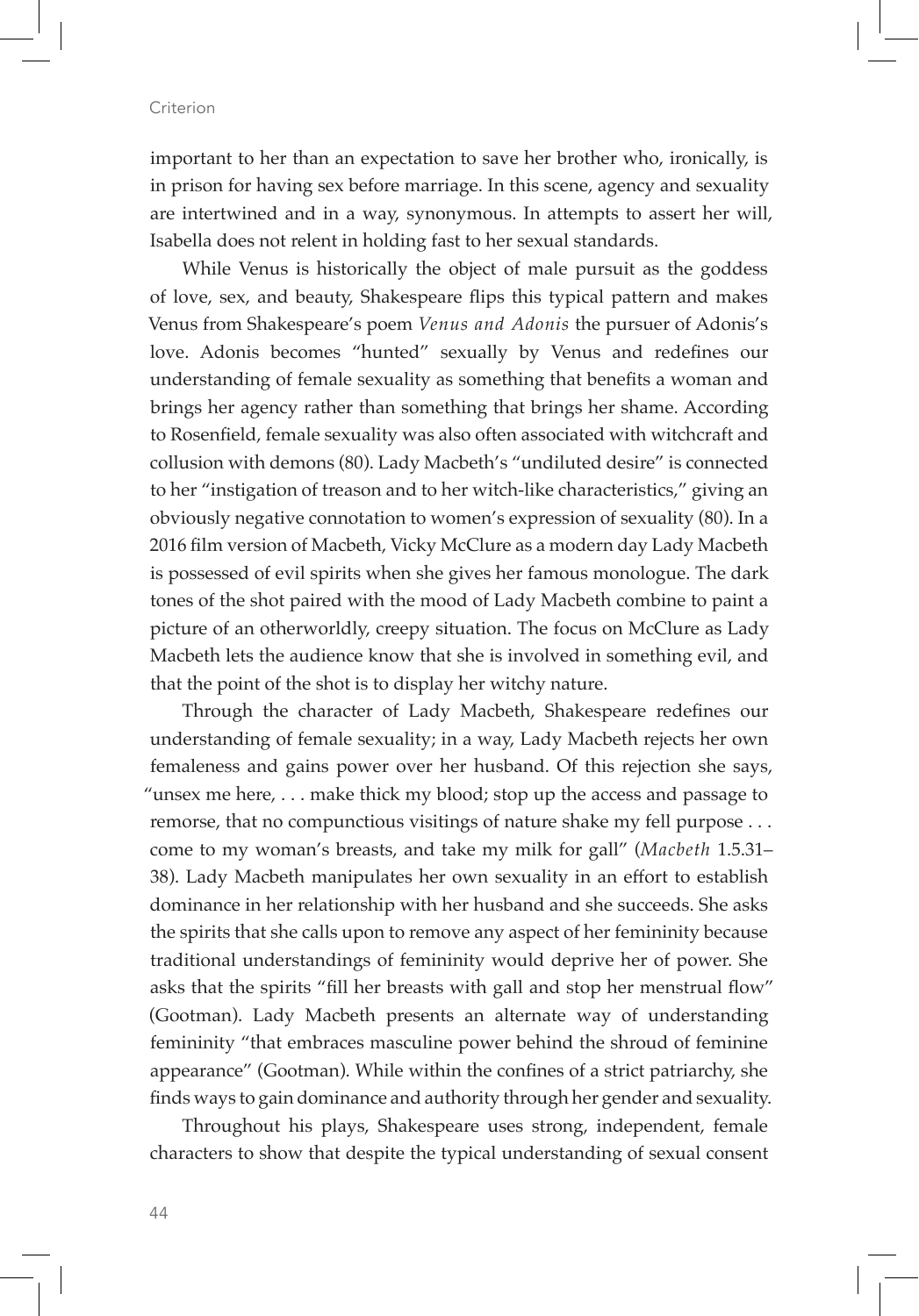important to her than an expectation to save her brother who, ironically, is in prison for having sex before marriage. In this scene, agency and sexuality are intertwined and in a way, synonymous. In attempts to assert her will, Isabella does not relent in holding fast to her sexual standards.

While Venus is historically the object of male pursuit as the goddess of love, sex, and beauty, Shakespeare flips this typical pattern and makes Venus from Shakespeare's poem *Venus and Adonis* the pursuer of Adonis's love. Adonis becomes "hunted" sexually by Venus and redefines our understanding of female sexuality as something that benefits a woman and brings her agency rather than something that brings her shame. According to Rosenfield, female sexuality was also often associated with witchcraft and collusion with demons (80). Lady Macbeth's "undiluted desire" is connected to her "instigation of treason and to her witch-like characteristics," giving an obviously negative connotation to women's expression of sexuality (80). In a 2016 film version of Macbeth, Vicky McClure as a modern day Lady Macbeth is possessed of evil spirits when she gives her famous monologue. The dark tones of the shot paired with the mood of Lady Macbeth combine to paint a picture of an otherworldly, creepy situation. The focus on McClure as Lady Macbeth lets the audience know that she is involved in something evil, and that the point of the shot is to display her witchy nature.

Through the character of Lady Macbeth, Shakespeare redefines our understanding of female sexuality; in a way, Lady Macbeth rejects her own femaleness and gains power over her husband. Of this rejection she says, "unsex me here, . . . make thick my blood; stop up the access and passage to remorse, that no compunctious visitings of nature shake my fell purpose . . . come to my woman's breasts, and take my milk for gall" (*Macbeth* 1.5.31–38). Lady Macbeth manipulates her own sexuality in an effort to establish dominance in her relationship with her husband and she succeeds. She asks the spirits that she calls upon to remove any aspect of her femininity because traditional understandings of femininity would deprive her of power. She asks that the spirits "fill her breasts with gall and stop her menstrual flow" (Gootman). Lady Macbeth presents an alternate way of understanding femininity "that embraces masculine power behind the shroud of feminine appearance" (Gootman). While within the confines of a strict patriarchy, she finds ways to gain dominance and authority through her gender and sexuality.

Throughout his plays, Shakespeare uses strong, independent, female characters to show that despite the typical understanding of sexual consent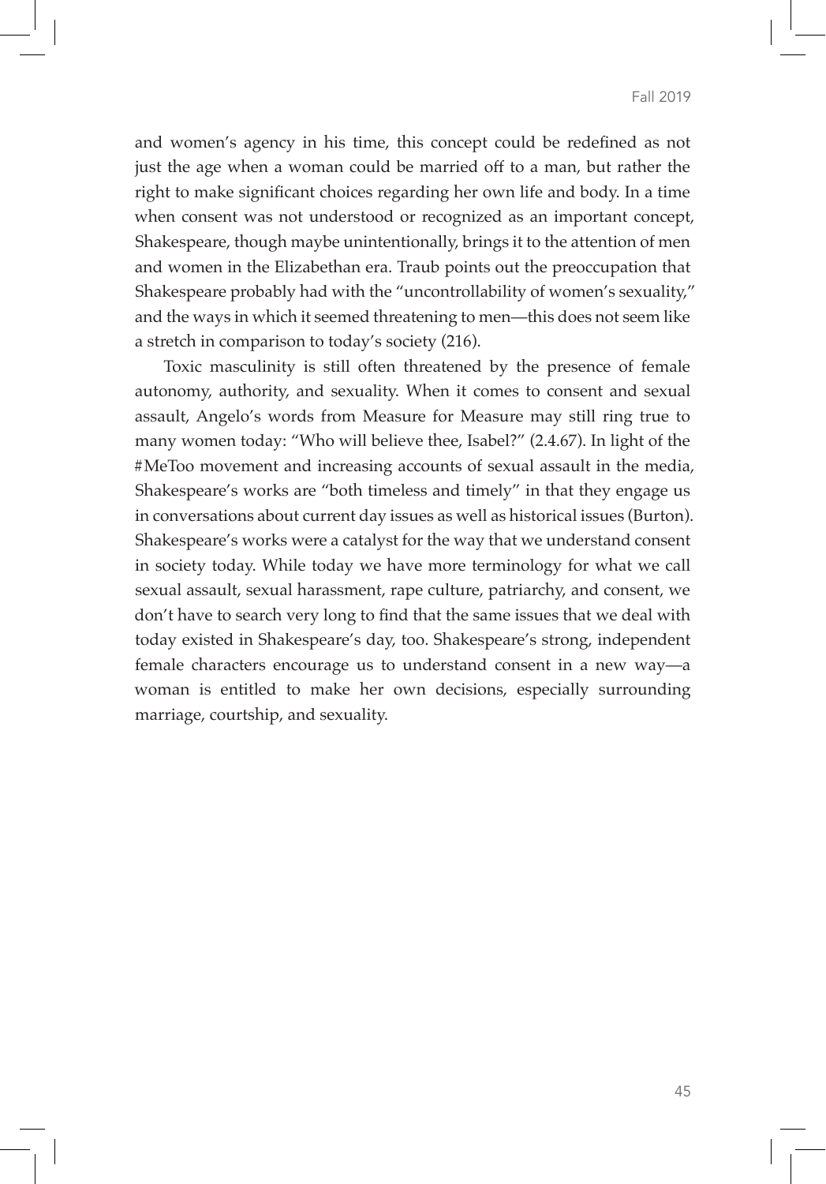and women's agency in his time, this concept could be redefined as not just the age when a woman could be married off to a man, but rather the right to make significant choices regarding her own life and body. In a time when consent was not understood or recognized as an important concept, Shakespeare, though maybe unintentionally, brings it to the attention of men and women in the Elizabethan era. Traub points out the preoccupation that Shakespeare probably had with the "uncontrollability of women's sexuality," and the ways in which it seemed threatening to men—this does not seem like a stretch in comparison to today's society (216).

Toxic masculinity is still often threatened by the presence of female autonomy, authority, and sexuality. When it comes to consent and sexual assault, Angelo's words from Measure for Measure may still ring true to many women today: "Who will believe thee, Isabel?" (2.4.67). In light of the #MeToo movement and increasing accounts of sexual assault in the media, Shakespeare's works are "both timeless and timely" in that they engage us in conversations about current day issues as well as historical issues (Burton). Shakespeare's works were a catalyst for the way that we understand consent in society today. While today we have more terminology for what we call sexual assault, sexual harassment, rape culture, patriarchy, and consent, we don't have to search very long to find that the same issues that we deal with today existed in Shakespeare's day, too. Shakespeare's strong, independent female characters encourage us to understand consent in a new way—a woman is entitled to make her own decisions, especially surrounding marriage, courtship, and sexuality.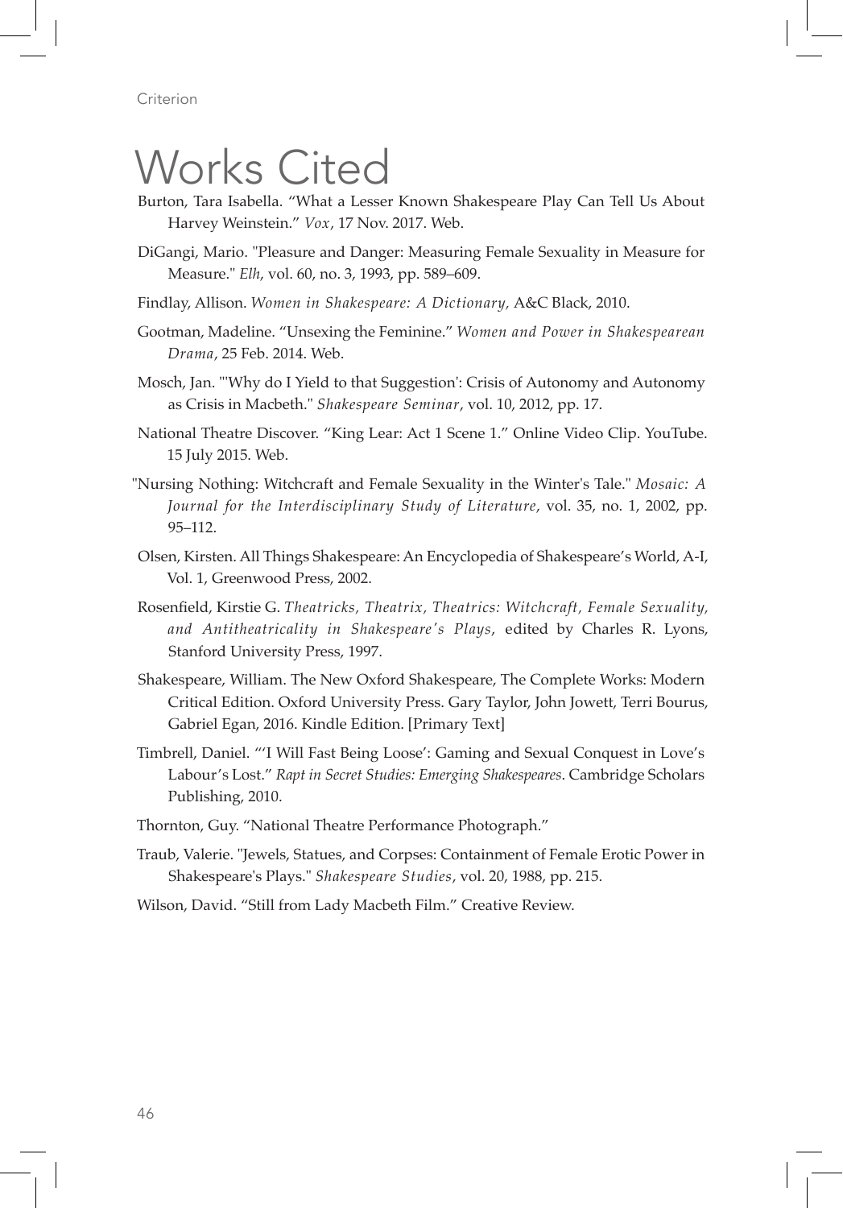# Works Cited

Burton, Tara Isabella. "What a Lesser Known Shakespeare Play Can Tell Us About Harvey Weinstein." *Vox*, 17 Nov. 2017. Web.

DiGangi, Mario. "Pleasure and Danger: Measuring Female Sexuality in Measure for Measure." *Elh*, vol. 60, no. 3, 1993, pp. 589–609.

Findlay, Allison. *Women in Shakespeare: A Dictionary,* A&C Black, 2010.

Gootman, Madeline. "Unsexing the Feminine." *Women and Power in Shakespearean Drama*, 25 Feb. 2014. Web.

Mosch, Jan. "'Why do I Yield to that Suggestion': Crisis of Autonomy and Autonomy as Crisis in Macbeth." *Shakespeare Seminar*, vol. 10, 2012, pp. 17.

National Theatre Discover. "King Lear: Act 1 Scene 1." Online Video Clip. YouTube. 15 July 2015. Web.

"Nursing Nothing: Witchcraft and Female Sexuality in the Winter's Tale." *Mosaic: A Journal for the Interdisciplinary Study of Literature*, vol. 35, no. 1, 2002, pp. 95–112.

Olsen, Kirsten. All Things Shakespeare: An Encyclopedia of Shakespeare's World, A-I, Vol. 1, Greenwood Press, 2002.

Rosenfield, Kirstie G. *Theatricks, Theatrix, Theatrics: Witchcraft, Female Sexuality, and Antitheatricality in Shakespeare's Plays,* edited by Charles R. Lyons, Stanford University Press, 1997.

Shakespeare, William. The New Oxford Shakespeare, The Complete Works: Modern Critical Edition. Oxford University Press. Gary Taylor, John Jowett, Terri Bourus, Gabriel Egan, 2016. Kindle Edition. [Primary Text]

Timbrell, Daniel. "'I Will Fast Being Loose': Gaming and Sexual Conquest in Love's Labour's Lost." *Rapt in Secret Studies: Emerging Shakespeares*. Cambridge Scholars Publishing, 2010.

Thornton, Guy. "National Theatre Performance Photograph."

Traub, Valerie. "Jewels, Statues, and Corpses: Containment of Female Erotic Power in Shakespeare's Plays." *Shakespeare Studies*, vol. 20, 1988, pp. 215.

Wilson, David. "Still from Lady Macbeth Film." Creative Review.